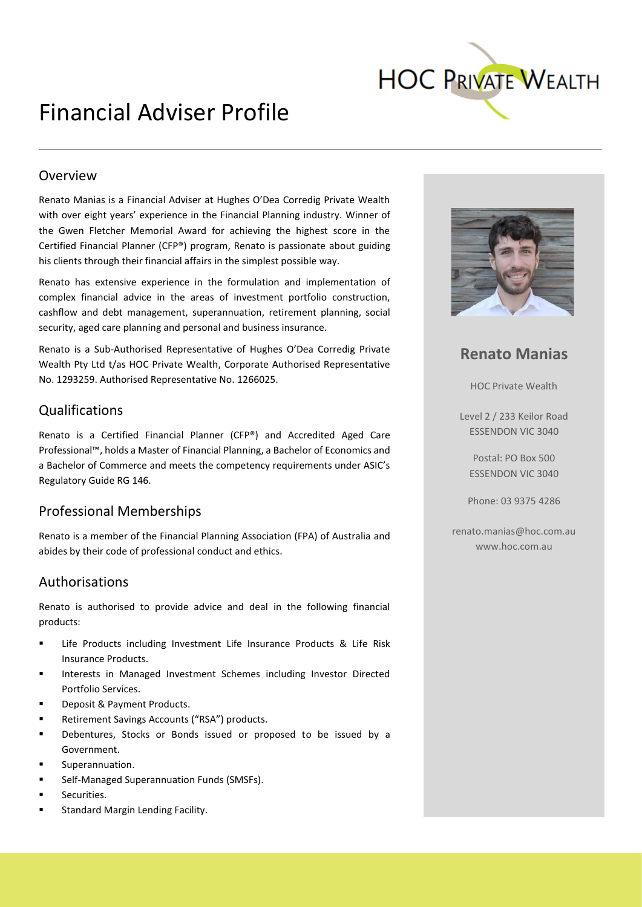# Financial Adviser Profile

## Overview

Renato Manias is a Financial Adviser at Hughes O'Dea Corredig Private Wealth with over eight years' experience in the Financial Planning industry. Winner of the Gwen Fletcher Memorial Award for achieving the highest score in the Certified Financial Planner (CFP®) program, Renato is passionate about guiding his clients through their financial affairs in the simplest possible way.

Renato has extensive experience in the formulation and implementation of complex financial advice in the areas of investment portfolio construction, cashflow and debt management, superannuation, retirement planning, social security, aged care planning and personal and business insurance.

Renato is a Sub-Authorised Representative of Hughes O'Dea Corredig Private Wealth Pty Ltd t/as HOC Private Wealth, Corporate Authorised Representative No. 1293259. Authorised Representative No. 1266025.

## Qualifications

Renato is a Certified Financial Planner (CFP®) and Accredited Aged Care Professional™, holds a Master of Financial Planning, a Bachelor of Economics and a Bachelor of Commerce and meets the competency requirements under ASIC's Regulatory Guide RG 146.

## Professional Memberships

Renato is a member of the Financial Planning Association (FPA) of Australia and abides by their code of professional conduct and ethics.

## Authorisations

Renato is authorised to provide advice and deal in the following financial products:

- Life Products including Investment Life Insurance Products & Life Risk Insurance Products.
- Interests in Managed Investment Schemes including Investor Directed Portfolio Services.
- Deposit & Payment Products.
- Retirement Savings Accounts ("RSA") products.
- Debentures, Stocks or Bonds issued or proposed to be issued by a Government.
- Superannuation.
- Self-Managed Superannuation Funds (SMSFs).
- Securities.
- Standard Margin Lending Facility.

## Renato Manias

HOC Private Wealth

Level 2 / 233 Keilor Road
ESSENDON VIC 3040

Postal: PO Box 500
ESSENDON VIC 3040

Phone: 03 9375 4286

renato.manias@hoc.com.au
www.hoc.com.au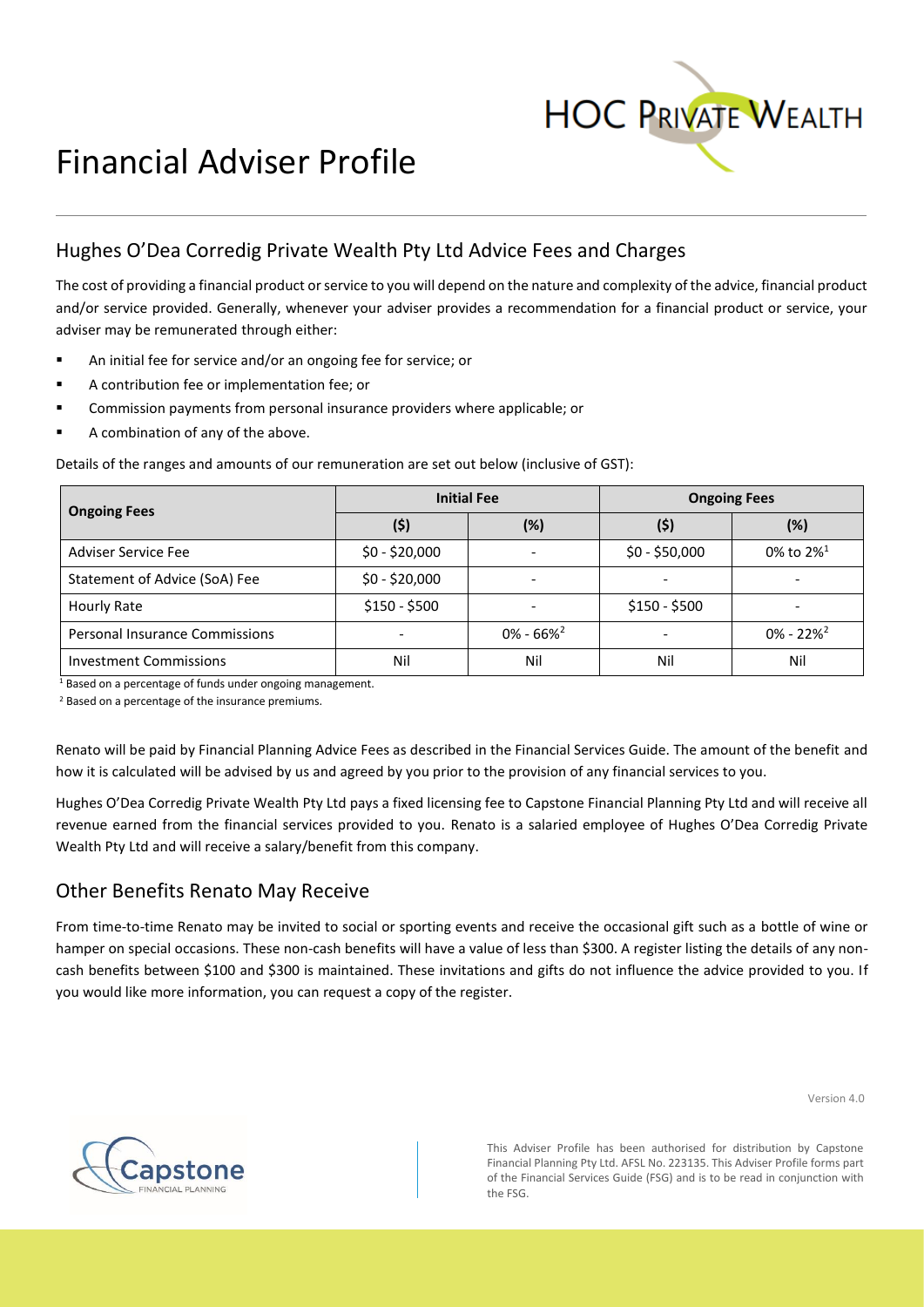# Financial Adviser Profile

## Hughes O'Dea Corredig Private Wealth Pty Ltd Advice Fees and Charges

The cost of providing a financial product or service to you will depend on the nature and complexity of the advice, financial product and/or service provided. Generally, whenever your adviser provides a recommendation for a financial product or service, your adviser may be remunerated through either:

- An initial fee for service and/or an ongoing fee for service; or
- A contribution fee or implementation fee; or
- Commission payments from personal insurance providers where applicable; or
- A combination of any of the above.

Details of the ranges and amounts of our remuneration are set out below (inclusive of GST):

| Ongoing Fees | Initial Fee | | Ongoing Fees | |
|---|---|---|---|---|
| | ($) | (%) | ($) | (%) |
| Adviser Service Fee | $0 - $20,000 | - | $0 - $50,000 | 0% to 2%[1] |
| Statement of Advice (SoA) Fee | $0 - $20,000 | - | - | - |
| Hourly Rate | $150 - $500 | - | $150 - $500 | - |
| Personal Insurance Commissions | - | 0% - 66%[2] | - | 0% - 22%[2] |
| Investment Commissions | Nil | Nil | Nil | Nil |

[1] Based on a percentage of funds under ongoing management.

[2] Based on a percentage of the insurance premiums.

Renato will be paid by Financial Planning Advice Fees as described in the Financial Services Guide. The amount of the benefit and how it is calculated will be advised by us and agreed by you prior to the provision of any financial services to you.

Hughes O'Dea Corredig Private Wealth Pty Ltd pays a fixed licensing fee to Capstone Financial Planning Pty Ltd and will receive all revenue earned from the financial services provided to you. Renato is a salaried employee of Hughes O'Dea Corredig Private Wealth Pty Ltd and will receive a salary/benefit from this company.

## Other Benefits Renato May Receive

From time-to-time Renato may be invited to social or sporting events and receive the occasional gift such as a bottle of wine or hamper on special occasions. These non-cash benefits will have a value of less than $300. A register listing the details of any non-cash benefits between $100 and $300 is maintained. These invitations and gifts do not influence the advice provided to you. If you would like more information, you can request a copy of the register.

Version 4.0

This Adviser Profile has been authorised for distribution by Capstone Financial Planning Pty Ltd. AFSL No. 223135. This Adviser Profile forms part of the Financial Services Guide (FSG) and is to be read in conjunction with the FSG.